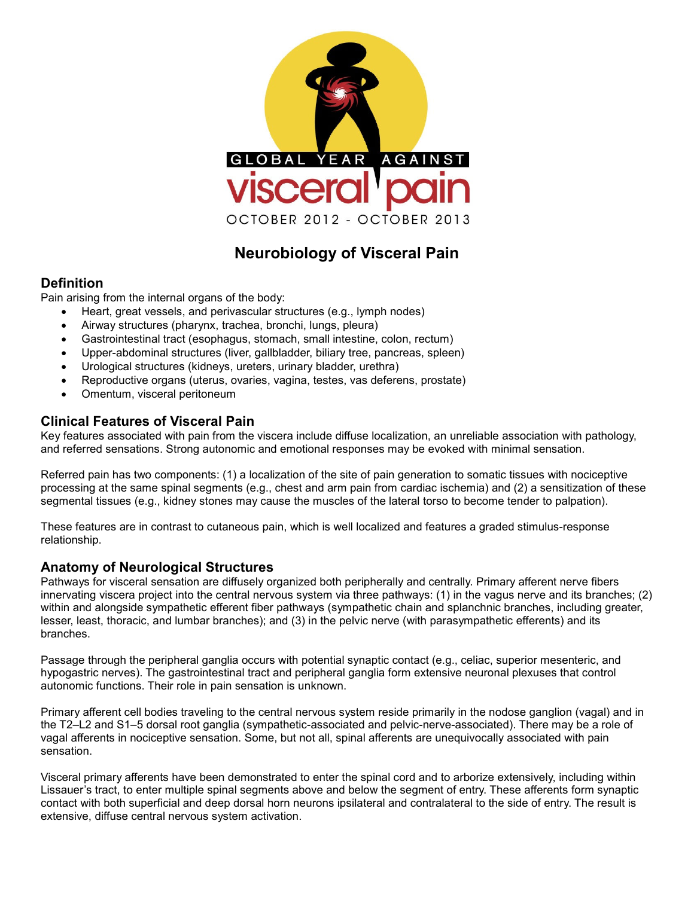GLOBAL YEAR AGAINST

visceral pain

OCTOBER 2012 - OCTOBER 2013

# Neurobiology of Visceral Pain

## Definition

Pain arising from the internal organs of the body:

- Heart, great vessels, and perivascular structures (e.g., lymph nodes)
- Airway structures (pharynx, trachea, bronchi, lungs, pleura)
- Gastrointestinal tract (esophagus, stomach, small intestine, colon, rectum)
- Upper-abdominal structures (liver, gallbladder, biliary tree, pancreas, spleen)
- Urological structures (kidneys, ureters, urinary bladder, urethra)
- Reproductive organs (uterus, ovaries, vagina, testes, vas deferens, prostate)
- Omentum, visceral peritoneum

## Clinical Features of Visceral Pain

Key features associated with pain from the viscera include diffuse localization, an unreliable association with pathology, and referred sensations. Strong autonomic and emotional responses may be evoked with minimal sensation.

Referred pain has two components: (1) a localization of the site of pain generation to somatic tissues with nociceptive processing at the same spinal segments (e.g., chest and arm pain from cardiac ischemia) and (2) a sensitization of these segmental tissues (e.g., kidney stones may cause the muscles of the lateral torso to become tender to palpation).

These features are in contrast to cutaneous pain, which is well localized and features a graded stimulus-response relationship.

## Anatomy of Neurological Structures

Pathways for visceral sensation are diffusely organized both peripherally and centrally. Primary afferent nerve fibers innervating viscera project into the central nervous system via three pathways: (1) in the vagus nerve and its branches; (2) within and alongside sympathetic efferent fiber pathways (sympathetic chain and splanchnic branches, including greater, lesser, least, thoracic, and lumbar branches); and (3) in the pelvic nerve (with parasympathetic efferents) and its branches.

Passage through the peripheral ganglia occurs with potential synaptic contact (e.g., celiac, superior mesenteric, and hypogastric nerves). The gastrointestinal tract and peripheral ganglia form extensive neuronal plexuses that control autonomic functions. Their role in pain sensation is unknown.

Primary afferent cell bodies traveling to the central nervous system reside primarily in the nodose ganglion (vagal) and in the T2–L2 and S1–5 dorsal root ganglia (sympathetic-associated and pelvic-nerve-associated). There may be a role of vagal afferents in nociceptive sensation. Some, but not all, spinal afferents are unequivocally associated with pain sensation.

Visceral primary afferents have been demonstrated to enter the spinal cord and to arborize extensively, including within Lissauer's tract, to enter multiple spinal segments above and below the segment of entry. These afferents form synaptic contact with both superficial and deep dorsal horn neurons ipsilateral and contralateral to the side of entry. The result is extensive, diffuse central nervous system activation.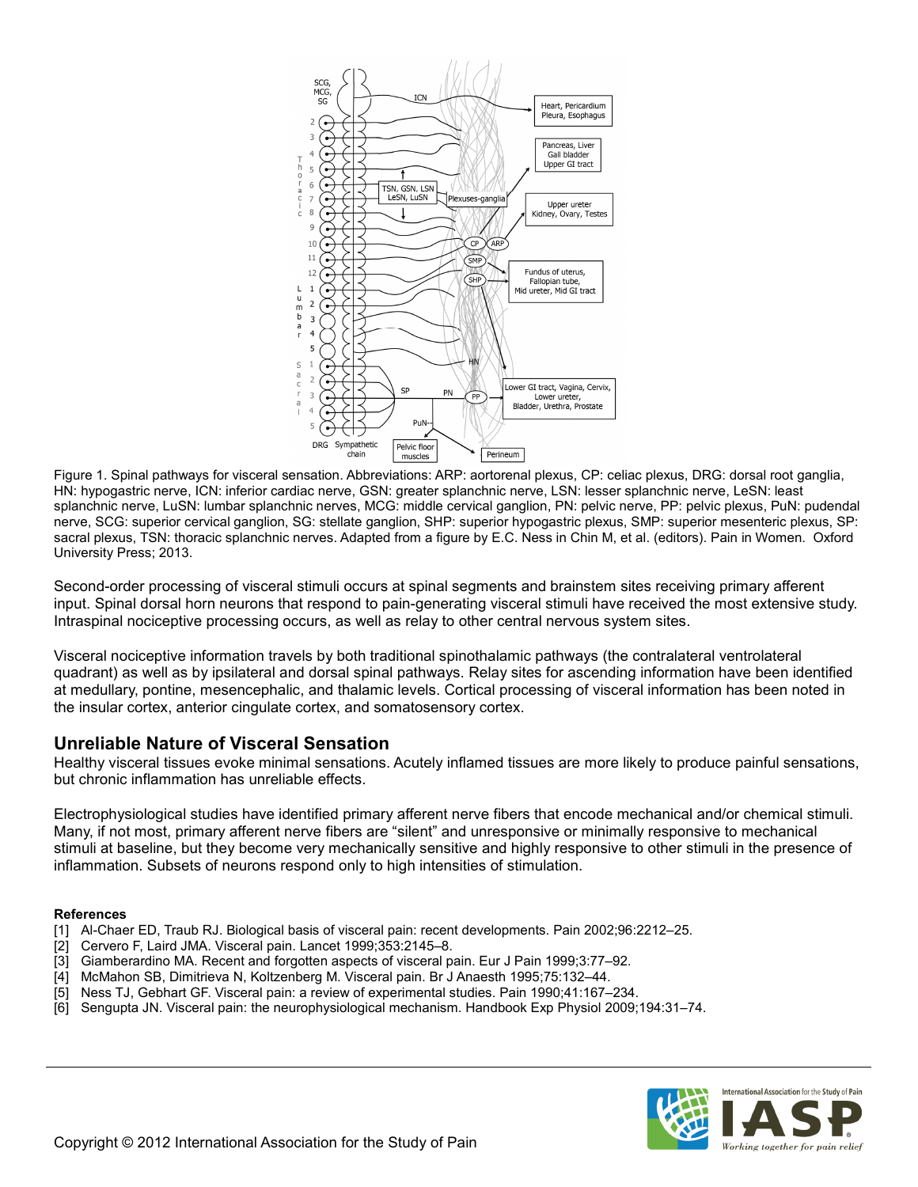Figure 1. Spinal pathways for visceral sensation. Abbreviations: ARP: aortorenal plexus, CP: celiac plexus, DRG: dorsal root ganglia, HN: hypogastric nerve, ICN: inferior cardiac nerve, GSN: greater splanchnic nerve, LSN: lesser splanchnic nerve, LeSN: least splanchnic nerve, LuSN: lumbar splanchnic nerves, MCG: middle cervical ganglion, PN: pelvic nerve, PP: pelvic plexus, PuN: pudendal nerve, SCG: superior cervical ganglion, SG: stellate ganglion, SHP: superior hypogastric plexus, SMP: superior mesenteric plexus, SP: sacral plexus, TSN: thoracic splanchnic nerves. Adapted from a figure by E.C. Ness in Chin M, et al. (editors). Pain in Women. Oxford University Press; 2013.

Second-order processing of visceral stimuli occurs at spinal segments and brainstem sites receiving primary afferent input. Spinal dorsal horn neurons that respond to pain-generating visceral stimuli have received the most extensive study. Intraspinal nociceptive processing occurs, as well as relay to other central nervous system sites.

Visceral nociceptive information travels by both traditional spinothalamic pathways (the contralateral ventrolateral quadrant) as well as by ipsilateral and dorsal spinal pathways. Relay sites for ascending information have been identified at medullary, pontine, mesencephalic, and thalamic levels. Cortical processing of visceral information has been noted in the insular cortex, anterior cingulate cortex, and somatosensory cortex.

## Unreliable Nature of Visceral Sensation

Healthy visceral tissues evoke minimal sensations. Acutely inflamed tissues are more likely to produce painful sensations, but chronic inflammation has unreliable effects.

Electrophysiological studies have identified primary afferent nerve fibers that encode mechanical and/or chemical stimuli. Many, if not most, primary afferent nerve fibers are "silent" and unresponsive or minimally responsive to mechanical stimuli at baseline, but they become very mechanically sensitive and highly responsive to other stimuli in the presence of inflammation. Subsets of neurons respond only to high intensities of stimulation.

**References**

[1] Al-Chaer ED, Traub RJ. Biological basis of visceral pain: recent developments. Pain 2002;96:2212–25.
[2] Cervero F, Laird JMA. Visceral pain. Lancet 1999;353:2145–8.
[3] Giamberardino MA. Recent and forgotten aspects of visceral pain. Eur J Pain 1999;3:77–92.
[4] McMahon SB, Dimitrieva N, Koltzenberg M. Visceral pain. Br J Anaesth 1995;75:132–44.
[5] Ness TJ, Gebhart GF. Visceral pain: a review of experimental studies. Pain 1990;41:167–234.
[6] Sengupta JN. Visceral pain: the neurophysiological mechanism. Handbook Exp Physiol 2009;194:31–74.

Copyright © 2012 International Association for the Study of Pain